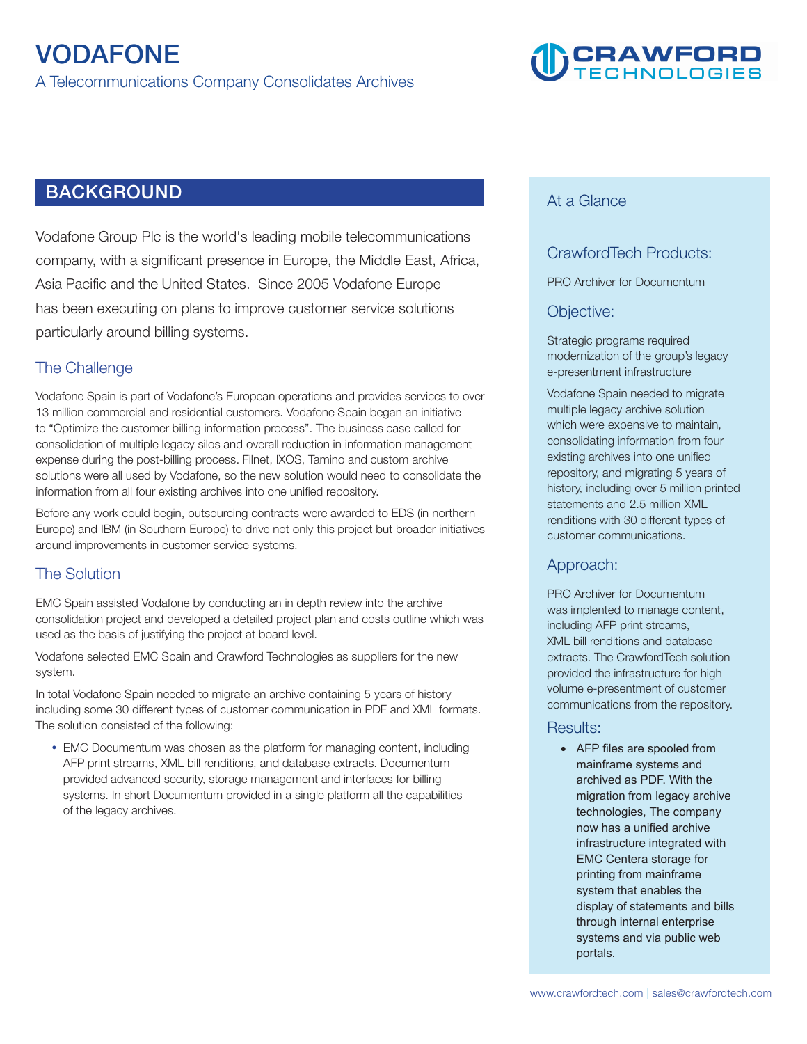# VODAFONE

A Telecommunications Company Consolidates Archives

## BACKGROUND

Vodafone Group Plc is the world's leading mobile telecommunications company, with a significant presence in Europe, the Middle East, Africa, Asia Pacific and the United States. Since 2005 Vodafone Europe has been executing on plans to improve customer service solutions particularly around billing systems.

### The Challenge

Vodafone Spain is part of Vodafone's European operations and provides services to over 13 million commercial and residential customers. Vodafone Spain began an initiative to "Optimize the customer billing information process". The business case called for consolidation of multiple legacy silos and overall reduction in information management expense during the post-billing process. Filnet, IXOS, Tamino and custom archive solutions were all used by Vodafone, so the new solution would need to consolidate the information from all four existing archives into one unified repository.

Before any work could begin, outsourcing contracts were awarded to EDS (in northern Europe) and IBM (in Southern Europe) to drive not only this project but broader initiatives around improvements in customer service systems.

### The Solution

EMC Spain assisted Vodafone by conducting an in depth review into the archive consolidation project and developed a detailed project plan and costs outline which was used as the basis of justifying the project at board level.

Vodafone selected EMC Spain and Crawford Technologies as suppliers for the new system.

In total Vodafone Spain needed to migrate an archive containing 5 years of history including some 30 different types of customer communication in PDF and XML formats. The solution consisted of the following:

- EMC Documentum was chosen as the platform for managing content, including AFP print streams, XML bill renditions, and database extracts. Documentum provided advanced security, storage management and interfaces for billing systems. In short Documentum provided in a single platform all the capabilities of the legacy archives.

## At a Glance

### CrawfordTech Products:

PRO Archiver for Documentum

### Objective:

Strategic programs required modernization of the group's legacy e-presentment infrastructure

Vodafone Spain needed to migrate multiple legacy archive solution which were expensive to maintain, consolidating information from four existing archives into one unified repository, and migrating 5 years of history, including over 5 million printed statements and 2.5 million XML renditions with 30 different types of customer communications.

### Approach:

PRO Archiver for Documentum was implented to manage content, including AFP print streams, XML bill renditions and database extracts. The CrawfordTech solution provided the infrastructure for high volume e-presentment of customer communications from the repository.

### Results:

- AFP files are spooled from mainframe systems and archived as PDF. With the migration from legacy archive technologies, The company now has a unified archive infrastructure integrated with EMC Centera storage for printing from mainframe system that enables the display of statements and bills through internal enterprise systems and via public web portals.

www.crawfordtech.com | sales@crawfordtech.com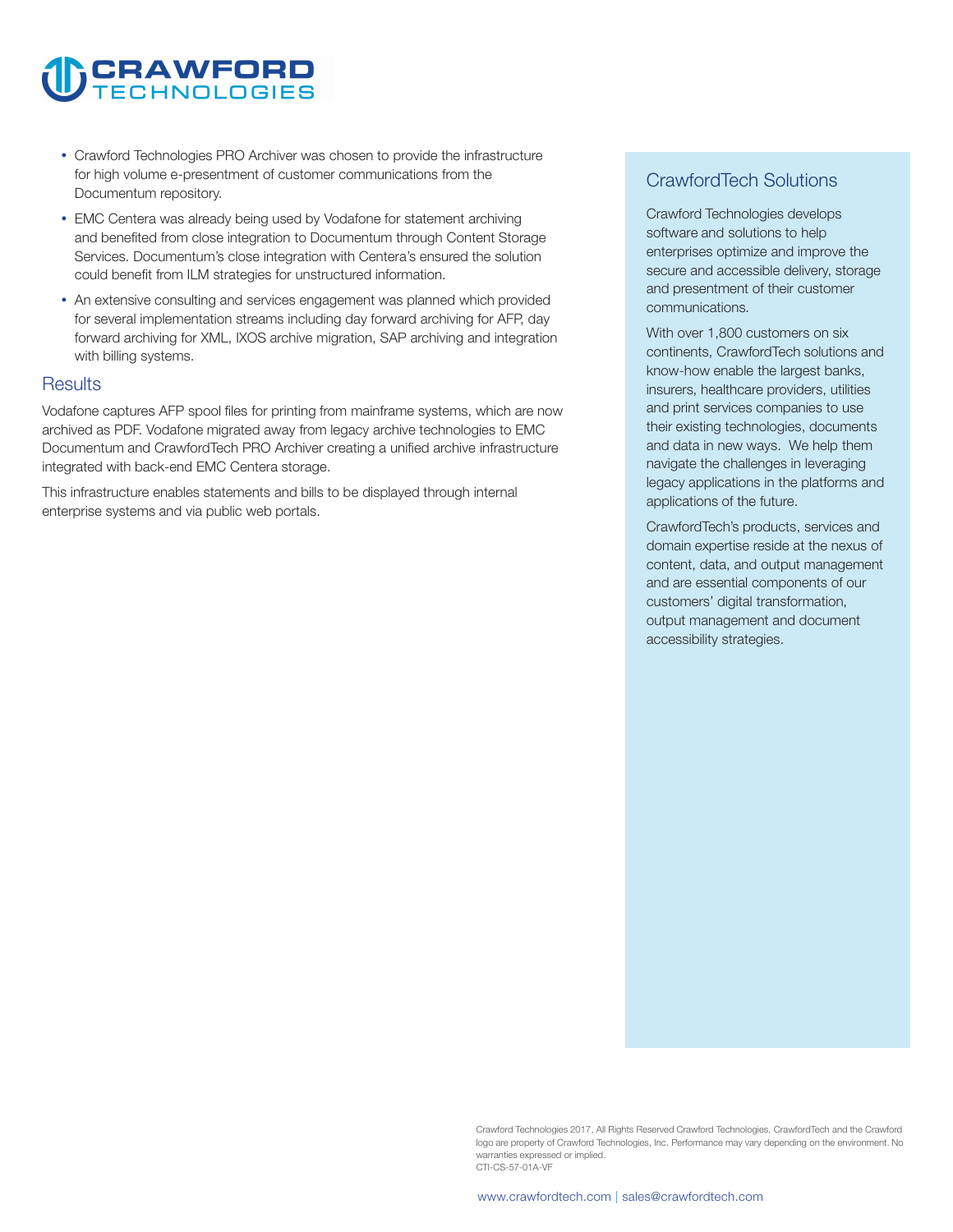- Crawford Technologies PRO Archiver was chosen to provide the infrastructure for high volume e-presentment of customer communications from the Documentum repository.
- EMC Centera was already being used by Vodafone for statement archiving and benefited from close integration to Documentum through Content Storage Services. Documentum's close integration with Centera's ensured the solution could benefit from ILM strategies for unstructured information.
- An extensive consulting and services engagement was planned which provided for several implementation streams including day forward archiving for AFP, day forward archiving for XML, IXOS archive migration, SAP archiving and integration with billing systems.

## Results

Vodafone captures AFP spool files for printing from mainframe systems, which are now archived as PDF. Vodafone migrated away from legacy archive technologies to EMC Documentum and CrawfordTech PRO Archiver creating a unified archive infrastructure integrated with back-end EMC Centera storage.

This infrastructure enables statements and bills to be displayed through internal enterprise systems and via public web portals.

## CrawfordTech Solutions

Crawford Technologies develops software and solutions to help enterprises optimize and improve the secure and accessible delivery, storage and presentment of their customer communications.

With over 1,800 customers on six continents, CrawfordTech solutions and know-how enable the largest banks, insurers, healthcare providers, utilities and print services companies to use their existing technologies, documents and data in new ways. We help them navigate the challenges in leveraging legacy applications in the platforms and applications of the future.

CrawfordTech's products, services and domain expertise reside at the nexus of content, data, and output management and are essential components of our customers' digital transformation, output management and document accessibility strategies.

Crawford Technologies 2017, All Rights Reserved Crawford Technologies, CrawfordTech and the Crawford logo are property of Crawford Technologies, Inc. Performance may vary depending on the environment. No warranties expressed or implied.
CTI-CS-57-01A-VF

www.crawfordtech.com | sales@crawfordtech.com